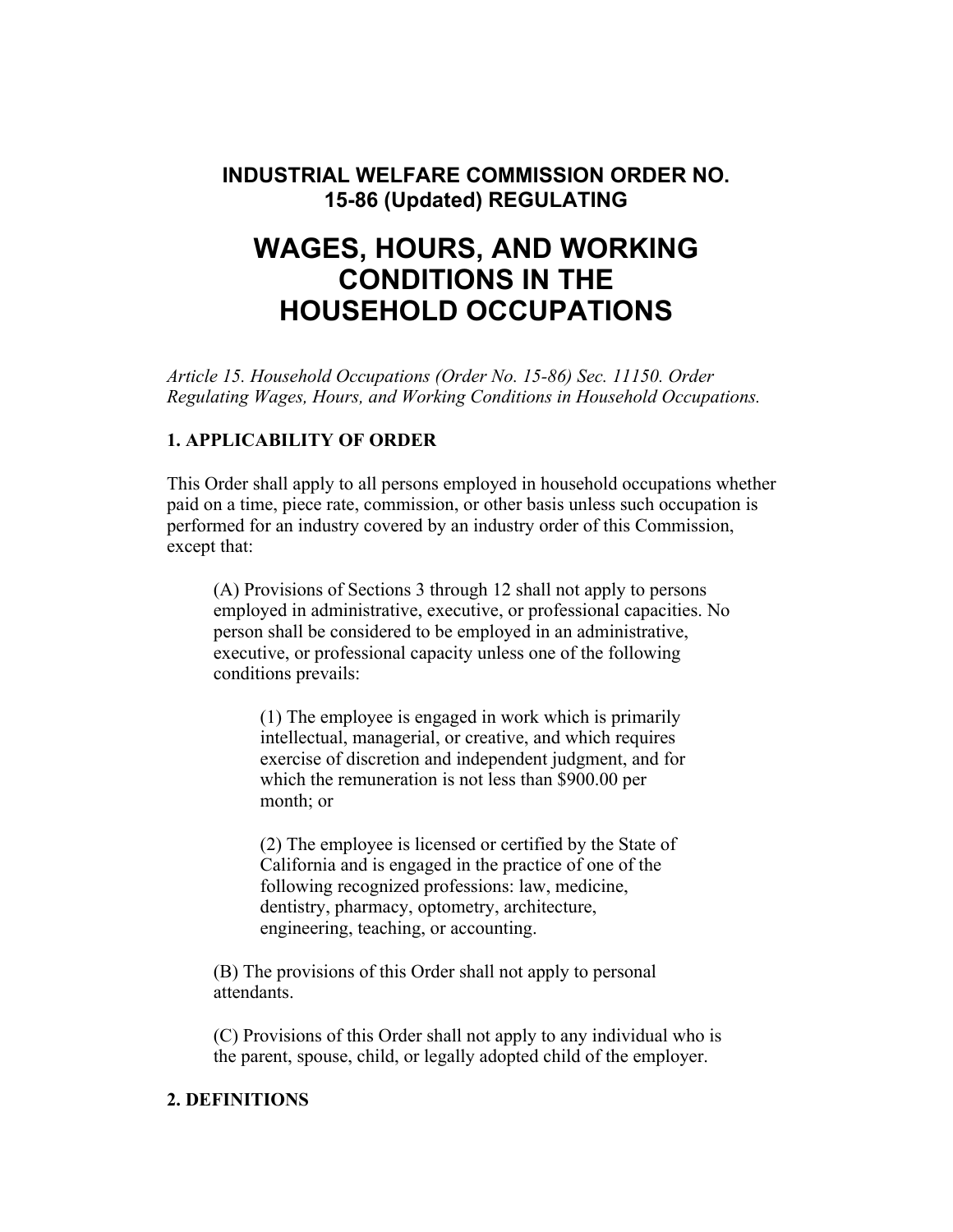# INDUSTRIAL WELFARE COMMISSION ORDER NO. 15-86 (Updated) REGULATING

# WAGES, HOURS, AND WORKING CONDITIONS IN THE HOUSEHOLD OCCUPATIONS

*Article 15. Household Occupations (Order No. 15-86) Sec. 11150. Order Regulating Wages, Hours, and Working Conditions in Household Occupations.*

### 1. APPLICABILITY OF ORDER

This Order shall apply to all persons employed in household occupations whether paid on a time, piece rate, commission, or other basis unless such occupation is performed for an industry covered by an industry order of this Commission, except that:

(A) Provisions of Sections 3 through 12 shall not apply to persons employed in administrative, executive, or professional capacities. No person shall be considered to be employed in an administrative, executive, or professional capacity unless one of the following conditions prevails:

(1) The employee is engaged in work which is primarily intellectual, managerial, or creative, and which requires exercise of discretion and independent judgment, and for which the remuneration is not less than $900.00 per month; or

(2) The employee is licensed or certified by the State of California and is engaged in the practice of one of the following recognized professions: law, medicine, dentistry, pharmacy, optometry, architecture, engineering, teaching, or accounting.

(B) The provisions of this Order shall not apply to personal attendants.

(C) Provisions of this Order shall not apply to any individual who is the parent, spouse, child, or legally adopted child of the employer.

### 2. DEFINITIONS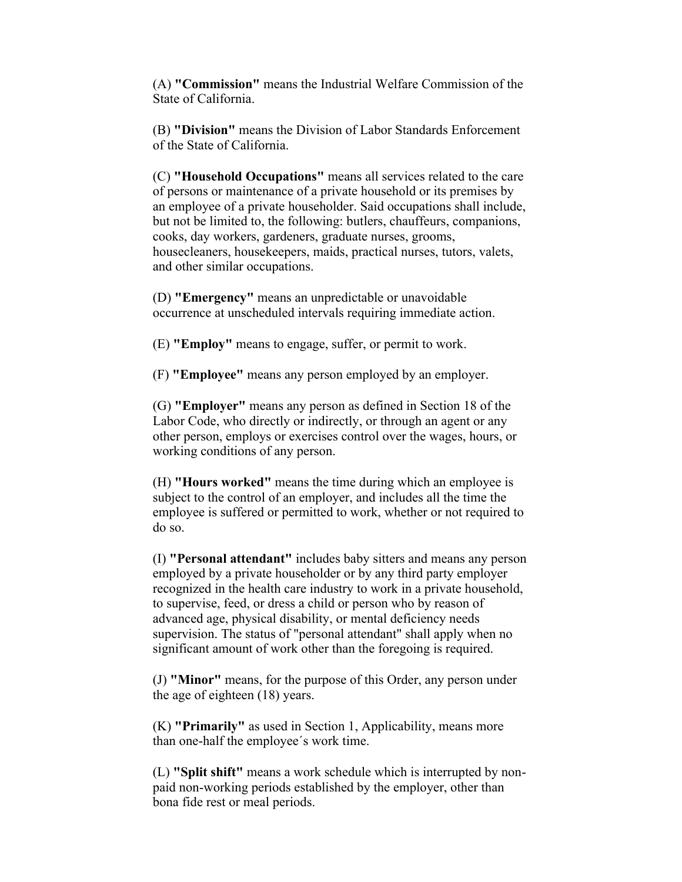(A) **"Commission"** means the Industrial Welfare Commission of the State of California.

(B) **"Division"** means the Division of Labor Standards Enforcement of the State of California.

(C) **"Household Occupations"** means all services related to the care of persons or maintenance of a private household or its premises by an employee of a private householder. Said occupations shall include, but not be limited to, the following: butlers, chauffeurs, companions, cooks, day workers, gardeners, graduate nurses, grooms, housecleaners, housekeepers, maids, practical nurses, tutors, valets, and other similar occupations.

(D) **"Emergency"** means an unpredictable or unavoidable occurrence at unscheduled intervals requiring immediate action.

(E) **"Employ"** means to engage, suffer, or permit to work.

(F) **"Employee"** means any person employed by an employer.

(G) **"Employer"** means any person as defined in Section 18 of the Labor Code, who directly or indirectly, or through an agent or any other person, employs or exercises control over the wages, hours, or working conditions of any person.

(H) **"Hours worked"** means the time during which an employee is subject to the control of an employer, and includes all the time the employee is suffered or permitted to work, whether or not required to do so.

(I) **"Personal attendant"** includes baby sitters and means any person employed by a private householder or by any third party employer recognized in the health care industry to work in a private household, to supervise, feed, or dress a child or person who by reason of advanced age, physical disability, or mental deficiency needs supervision. The status of "personal attendant" shall apply when no significant amount of work other than the foregoing is required.

(J) **"Minor"** means, for the purpose of this Order, any person under the age of eighteen (18) years.

(K) **"Primarily"** as used in Section 1, Applicability, means more than one-half the employee´s work time.

(L) **"Split shift"** means a work schedule which is interrupted by non-paid non-working periods established by the employer, other than bona fide rest or meal periods.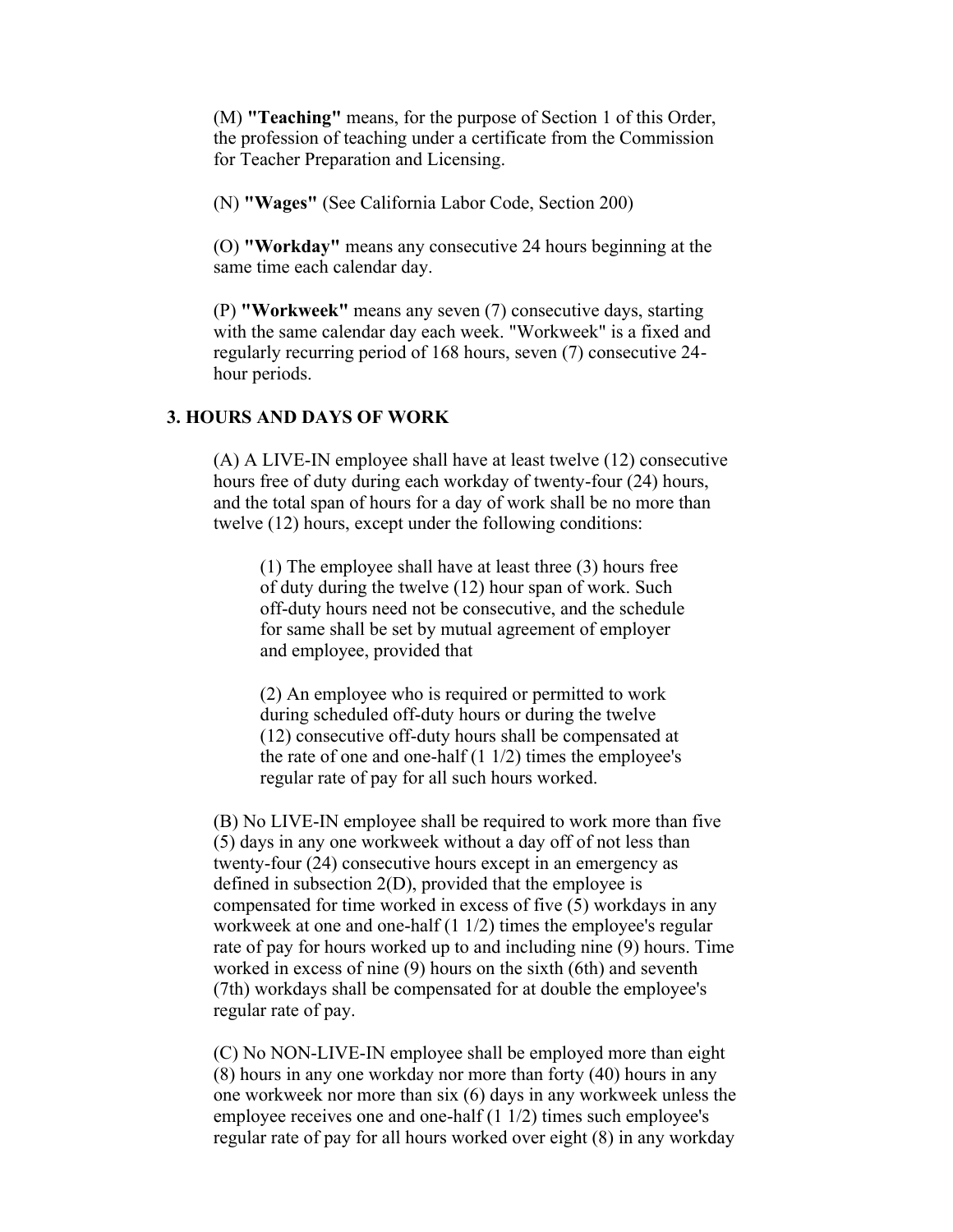(M) **"Teaching"** means, for the purpose of Section 1 of this Order, the profession of teaching under a certificate from the Commission for Teacher Preparation and Licensing.

(N) **"Wages"** (See California Labor Code, Section 200)

(O) **"Workday"** means any consecutive 24 hours beginning at the same time each calendar day.

(P) **"Workweek"** means any seven (7) consecutive days, starting with the same calendar day each week. "Workweek" is a fixed and regularly recurring period of 168 hours, seven (7) consecutive 24-hour periods.

## 3. HOURS AND DAYS OF WORK

(A) A LIVE-IN employee shall have at least twelve (12) consecutive hours free of duty during each workday of twenty-four (24) hours, and the total span of hours for a day of work shall be no more than twelve (12) hours, except under the following conditions:

> (1) The employee shall have at least three (3) hours free of duty during the twelve (12) hour span of work. Such off-duty hours need not be consecutive, and the schedule for same shall be set by mutual agreement of employer and employee, provided that
>
> (2) An employee who is required or permitted to work during scheduled off-duty hours or during the twelve (12) consecutive off-duty hours shall be compensated at the rate of one and one-half (1 1/2) times the employee's regular rate of pay for all such hours worked.

(B) No LIVE-IN employee shall be required to work more than five (5) days in any one workweek without a day off of not less than twenty-four (24) consecutive hours except in an emergency as defined in subsection 2(D), provided that the employee is compensated for time worked in excess of five (5) workdays in any workweek at one and one-half (1 1/2) times the employee's regular rate of pay for hours worked up to and including nine (9) hours. Time worked in excess of nine (9) hours on the sixth (6th) and seventh (7th) workdays shall be compensated for at double the employee's regular rate of pay.

(C) No NON-LIVE-IN employee shall be employed more than eight (8) hours in any one workday nor more than forty (40) hours in any one workweek nor more than six (6) days in any workweek unless the employee receives one and one-half (1 1/2) times such employee's regular rate of pay for all hours worked over eight (8) in any workday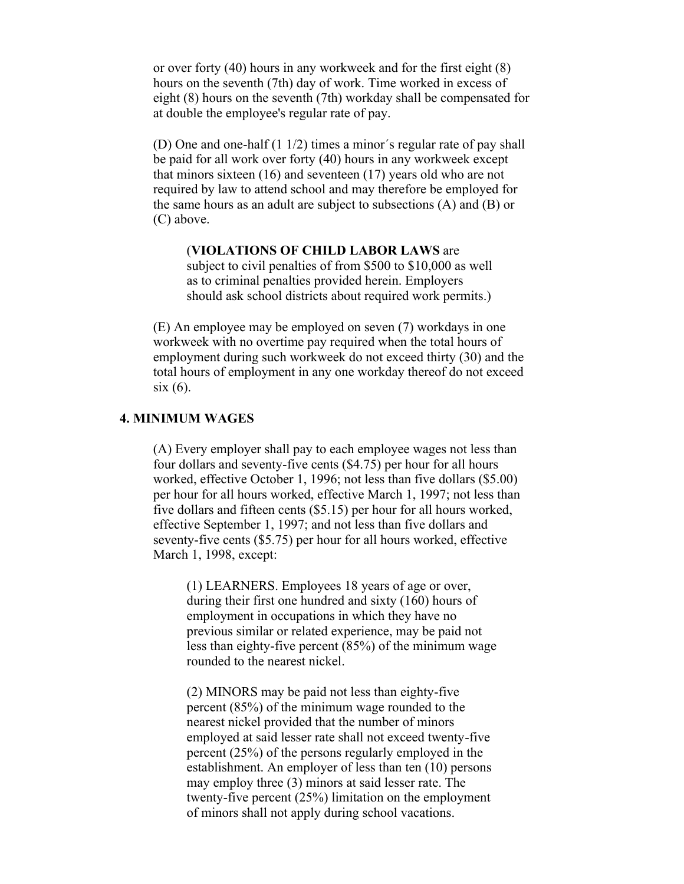or over forty (40) hours in any workweek and for the first eight (8) hours on the seventh (7th) day of work. Time worked in excess of eight (8) hours on the seventh (7th) workday shall be compensated for at double the employee's regular rate of pay.

(D) One and one-half (1 1/2) times a minor´s regular rate of pay shall be paid for all work over forty (40) hours in any workweek except that minors sixteen (16) and seventeen (17) years old who are not required by law to attend school and may therefore be employed for the same hours as an adult are subject to subsections (A) and (B) or (C) above.

> (**VIOLATIONS OF CHILD LABOR LAWS** are subject to civil penalties of from $500 to $10,000 as well as to criminal penalties provided herein. Employers should ask school districts about required work permits.)

(E) An employee may be employed on seven (7) workdays in one workweek with no overtime pay required when the total hours of employment during such workweek do not exceed thirty (30) and the total hours of employment in any one workday thereof do not exceed six (6).

### 4. MINIMUM WAGES

(A) Every employer shall pay to each employee wages not less than four dollars and seventy-five cents ($4.75) per hour for all hours worked, effective October 1, 1996; not less than five dollars ($5.00) per hour for all hours worked, effective March 1, 1997; not less than five dollars and fifteen cents ($5.15) per hour for all hours worked, effective September 1, 1997; and not less than five dollars and seventy-five cents ($5.75) per hour for all hours worked, effective March 1, 1998, except:

(1) LEARNERS. Employees 18 years of age or over, during their first one hundred and sixty (160) hours of employment in occupations in which they have no previous similar or related experience, may be paid not less than eighty-five percent (85%) of the minimum wage rounded to the nearest nickel.

(2) MINORS may be paid not less than eighty-five percent (85%) of the minimum wage rounded to the nearest nickel provided that the number of minors employed at said lesser rate shall not exceed twenty-five percent (25%) of the persons regularly employed in the establishment. An employer of less than ten (10) persons may employ three (3) minors at said lesser rate. The twenty-five percent (25%) limitation on the employment of minors shall not apply during school vacations.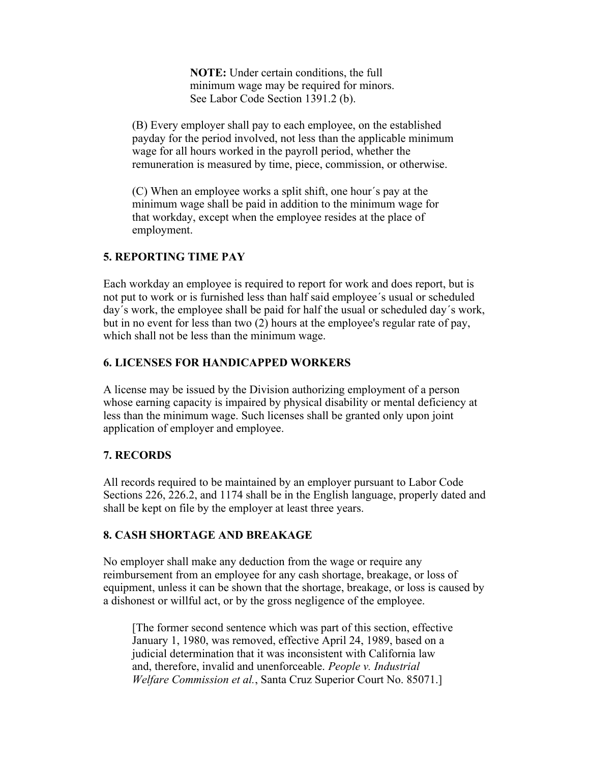**NOTE:** Under certain conditions, the full minimum wage may be required for minors. See Labor Code Section 1391.2 (b).

(B) Every employer shall pay to each employee, on the established payday for the period involved, not less than the applicable minimum wage for all hours worked in the payroll period, whether the remuneration is measured by time, piece, commission, or otherwise.

(C) When an employee works a split shift, one hour´s pay at the minimum wage shall be paid in addition to the minimum wage for that workday, except when the employee resides at the place of employment.

## 5. REPORTING TIME PAY

Each workday an employee is required to report for work and does report, but is not put to work or is furnished less than half said employee´s usual or scheduled day´s work, the employee shall be paid for half the usual or scheduled day´s work, but in no event for less than two (2) hours at the employee's regular rate of pay, which shall not be less than the minimum wage.

## 6. LICENSES FOR HANDICAPPED WORKERS

A license may be issued by the Division authorizing employment of a person whose earning capacity is impaired by physical disability or mental deficiency at less than the minimum wage. Such licenses shall be granted only upon joint application of employer and employee.

## 7. RECORDS

All records required to be maintained by an employer pursuant to Labor Code Sections 226, 226.2, and 1174 shall be in the English language, properly dated and shall be kept on file by the employer at least three years.

## 8. CASH SHORTAGE AND BREAKAGE

No employer shall make any deduction from the wage or require any reimbursement from an employee for any cash shortage, breakage, or loss of equipment, unless it can be shown that the shortage, breakage, or loss is caused by a dishonest or willful act, or by the gross negligence of the employee.

[The former second sentence which was part of this section, effective January 1, 1980, was removed, effective April 24, 1989, based on a judicial determination that it was inconsistent with California law and, therefore, invalid and unenforceable. *People v. Industrial Welfare Commission et al.*, Santa Cruz Superior Court No. 85071.]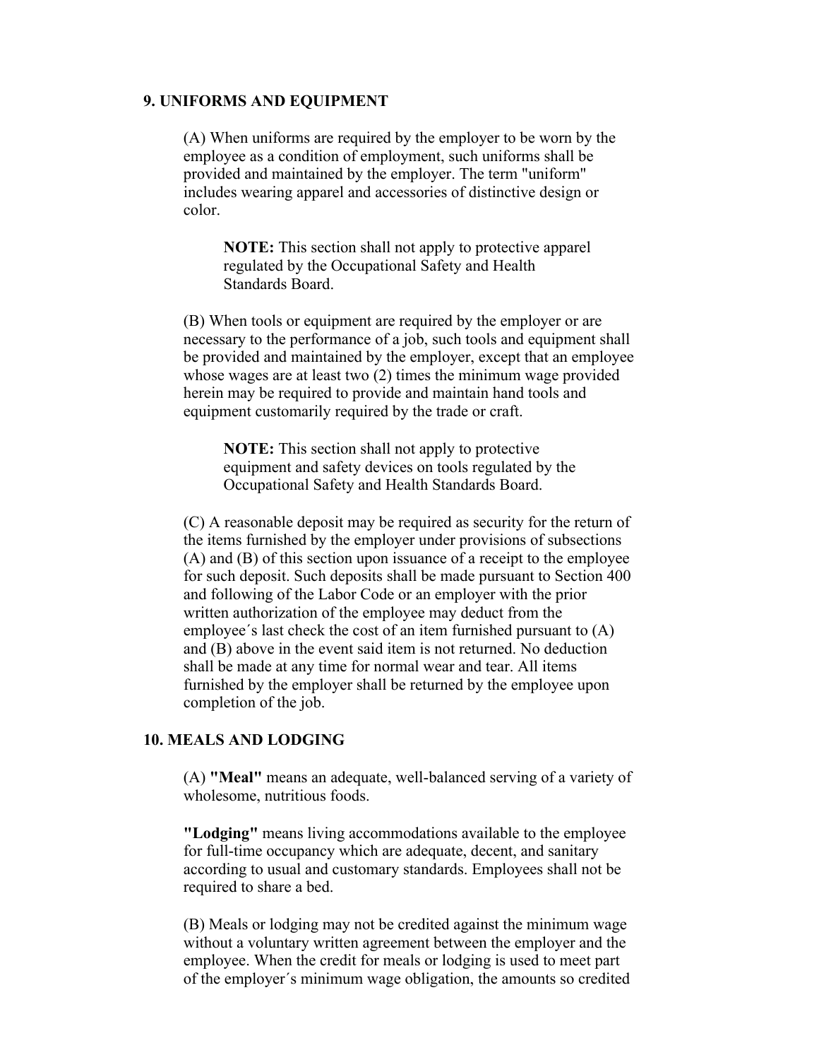## 9. UNIFORMS AND EQUIPMENT

(A) When uniforms are required by the employer to be worn by the employee as a condition of employment, such uniforms shall be provided and maintained by the employer. The term "uniform" includes wearing apparel and accessories of distinctive design or color.

> **NOTE:** This section shall not apply to protective apparel regulated by the Occupational Safety and Health Standards Board.

(B) When tools or equipment are required by the employer or are necessary to the performance of a job, such tools and equipment shall be provided and maintained by the employer, except that an employee whose wages are at least two (2) times the minimum wage provided herein may be required to provide and maintain hand tools and equipment customarily required by the trade or craft.

> **NOTE:** This section shall not apply to protective equipment and safety devices on tools regulated by the Occupational Safety and Health Standards Board.

(C) A reasonable deposit may be required as security for the return of the items furnished by the employer under provisions of subsections (A) and (B) of this section upon issuance of a receipt to the employee for such deposit. Such deposits shall be made pursuant to Section 400 and following of the Labor Code or an employer with the prior written authorization of the employee may deduct from the employee´s last check the cost of an item furnished pursuant to (A) and (B) above in the event said item is not returned. No deduction shall be made at any time for normal wear and tear. All items furnished by the employer shall be returned by the employee upon completion of the job.

## 10. MEALS AND LODGING

(A) **"Meal"** means an adequate, well-balanced serving of a variety of wholesome, nutritious foods.

**"Lodging"** means living accommodations available to the employee for full-time occupancy which are adequate, decent, and sanitary according to usual and customary standards. Employees shall not be required to share a bed.

(B) Meals or lodging may not be credited against the minimum wage without a voluntary written agreement between the employer and the employee. When the credit for meals or lodging is used to meet part of the employer´s minimum wage obligation, the amounts so credited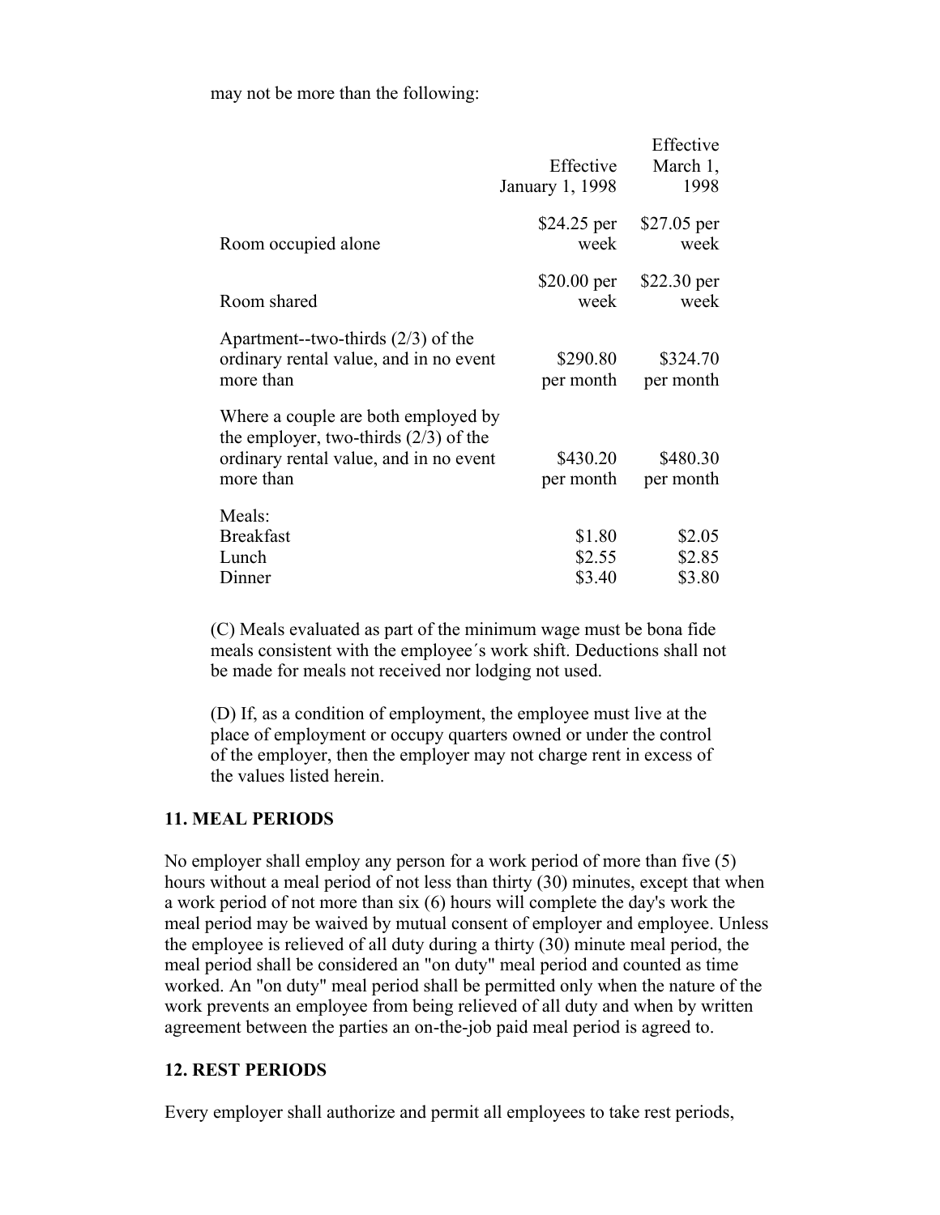may not be more than the following:

| | Effective January 1, 1998 | Effective March 1, 1998 |
|---|---|---|
| Room occupied alone | $24.25 per week | $27.05 per week |
| Room shared | $20.00 per week | $22.30 per week |
| Apartment--two-thirds (2/3) of the ordinary rental value, and in no event more than | $290.80 per month | $324.70 per month |
| Where a couple are both employed by the employer, two-thirds (2/3) of the ordinary rental value, and in no event more than | $430.20 per month | $480.30 per month |
| Meals: | | |
| Breakfast | $1.80 | $2.05 |
| Lunch | $2.55 | $2.85 |
| Dinner | $3.40 | $3.80 |

(C) Meals evaluated as part of the minimum wage must be bona fide meals consistent with the employee´s work shift. Deductions shall not be made for meals not received nor lodging not used.

(D) If, as a condition of employment, the employee must live at the place of employment or occupy quarters owned or under the control of the employer, then the employer may not charge rent in excess of the values listed herein.

### 11. MEAL PERIODS

No employer shall employ any person for a work period of more than five (5) hours without a meal period of not less than thirty (30) minutes, except that when a work period of not more than six (6) hours will complete the day's work the meal period may be waived by mutual consent of employer and employee. Unless the employee is relieved of all duty during a thirty (30) minute meal period, the meal period shall be considered an "on duty" meal period and counted as time worked. An "on duty" meal period shall be permitted only when the nature of the work prevents an employee from being relieved of all duty and when by written agreement between the parties an on-the-job paid meal period is agreed to.

### 12. REST PERIODS

Every employer shall authorize and permit all employees to take rest periods,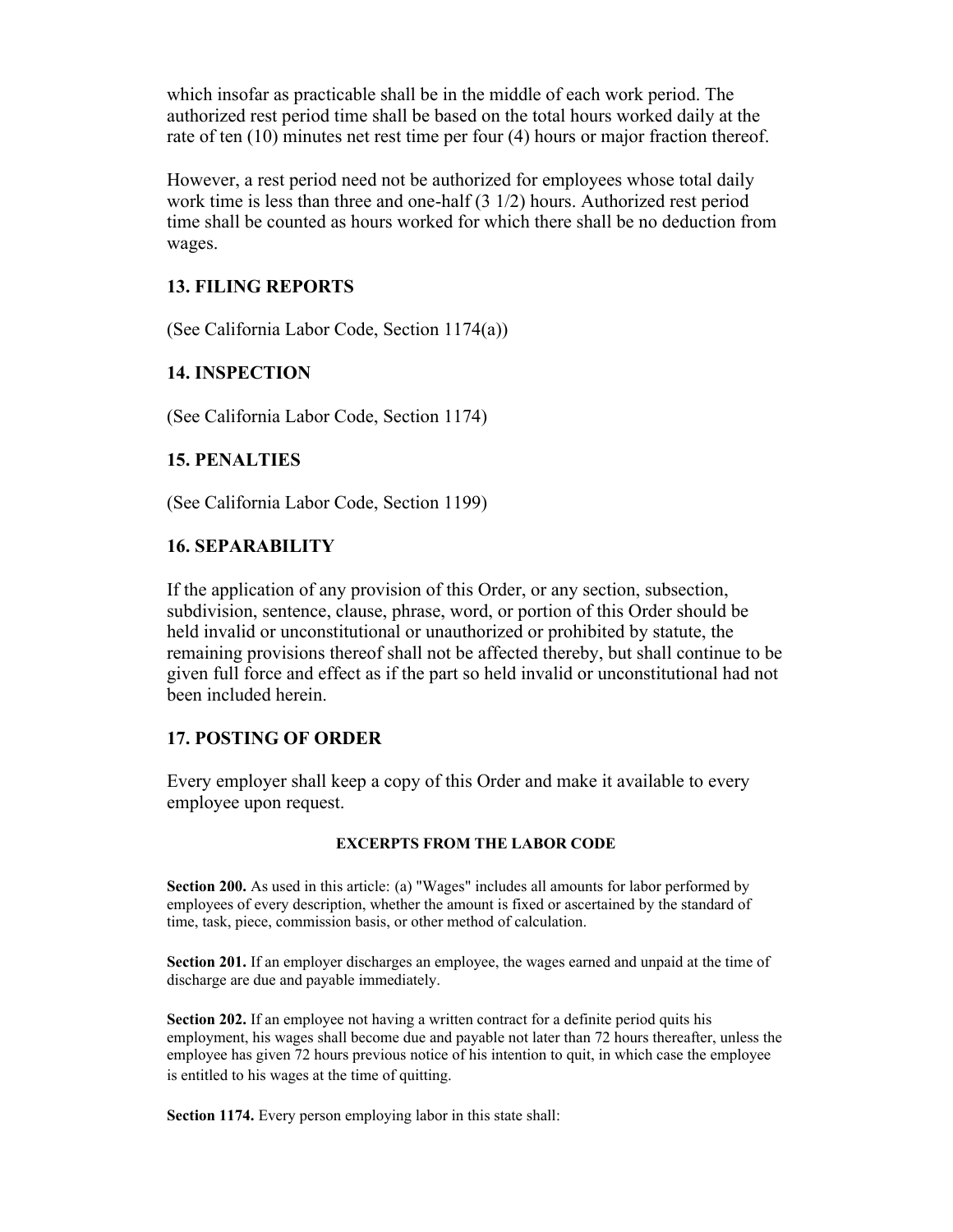which insofar as practicable shall be in the middle of each work period. The authorized rest period time shall be based on the total hours worked daily at the rate of ten (10) minutes net rest time per four (4) hours or major fraction thereof.

However, a rest period need not be authorized for employees whose total daily work time is less than three and one-half (3 1/2) hours. Authorized rest period time shall be counted as hours worked for which there shall be no deduction from wages.

### 13. FILING REPORTS

(See California Labor Code, Section 1174(a))

### 14. INSPECTION

(See California Labor Code, Section 1174)

### 15. PENALTIES

(See California Labor Code, Section 1199)

### 16. SEPARABILITY

If the application of any provision of this Order, or any section, subsection, subdivision, sentence, clause, phrase, word, or portion of this Order should be held invalid or unconstitutional or unauthorized or prohibited by statute, the remaining provisions thereof shall not be affected thereby, but shall continue to be given full force and effect as if the part so held invalid or unconstitutional had not been included herein.

### 17. POSTING OF ORDER

Every employer shall keep a copy of this Order and make it available to every employee upon request.

#### EXCERPTS FROM THE LABOR CODE

**Section 200.** As used in this article: (a) "Wages" includes all amounts for labor performed by employees of every description, whether the amount is fixed or ascertained by the standard of time, task, piece, commission basis, or other method of calculation.

**Section 201.** If an employer discharges an employee, the wages earned and unpaid at the time of discharge are due and payable immediately.

**Section 202.** If an employee not having a written contract for a definite period quits his employment, his wages shall become due and payable not later than 72 hours thereafter, unless the employee has given 72 hours previous notice of his intention to quit, in which case the employee is entitled to his wages at the time of quitting.

**Section 1174.** Every person employing labor in this state shall: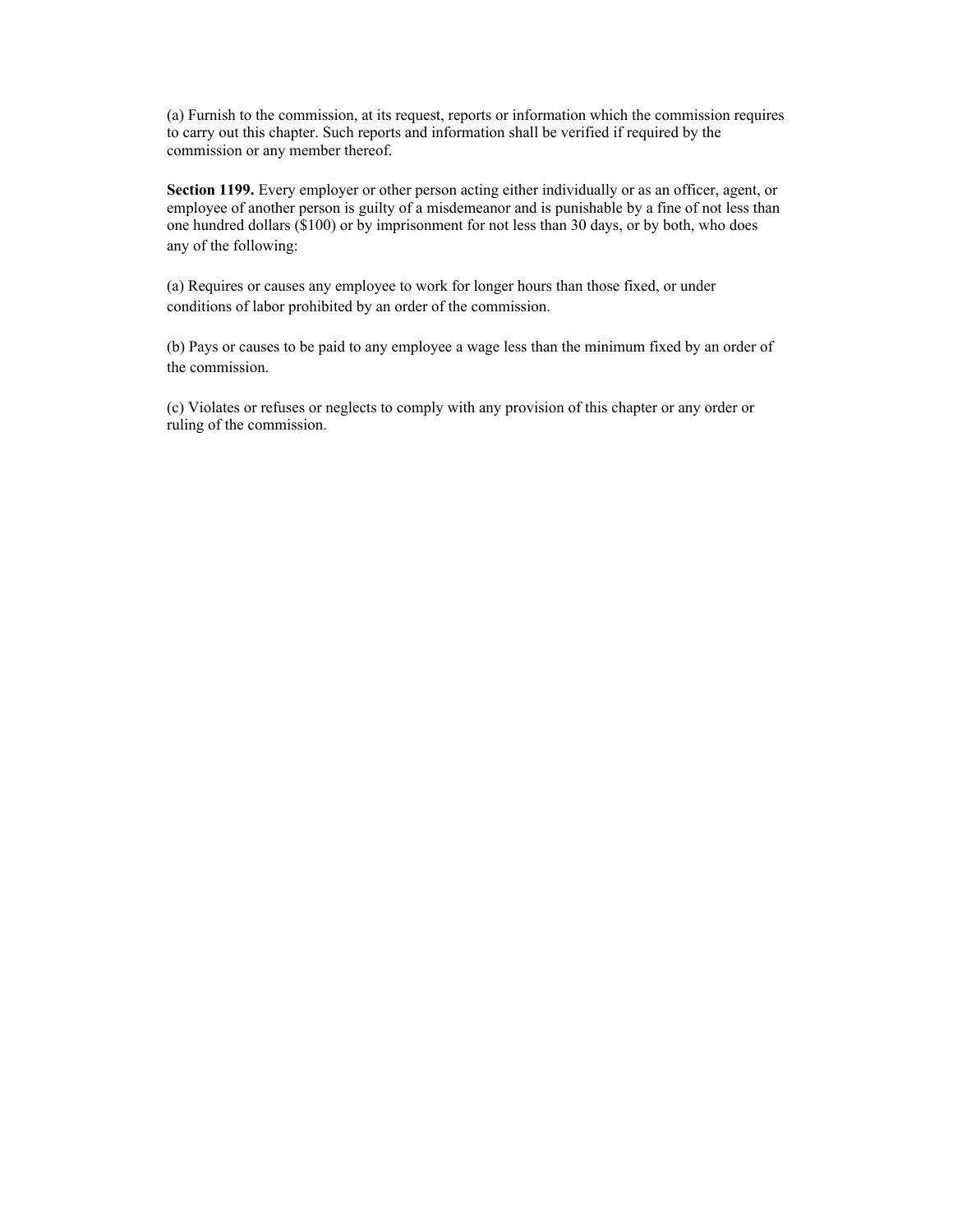(a) Furnish to the commission, at its request, reports or information which the commission requires to carry out this chapter. Such reports and information shall be verified if required by the commission or any member thereof.

**Section 1199.** Every employer or other person acting either individually or as an officer, agent, or employee of another person is guilty of a misdemeanor and is punishable by a fine of not less than one hundred dollars ($100) or by imprisonment for not less than 30 days, or by both, who does any of the following:

(a) Requires or causes any employee to work for longer hours than those fixed, or under conditions of labor prohibited by an order of the commission.

(b) Pays or causes to be paid to any employee a wage less than the minimum fixed by an order of the commission.

(c) Violates or refuses or neglects to comply with any provision of this chapter or any order or ruling of the commission.